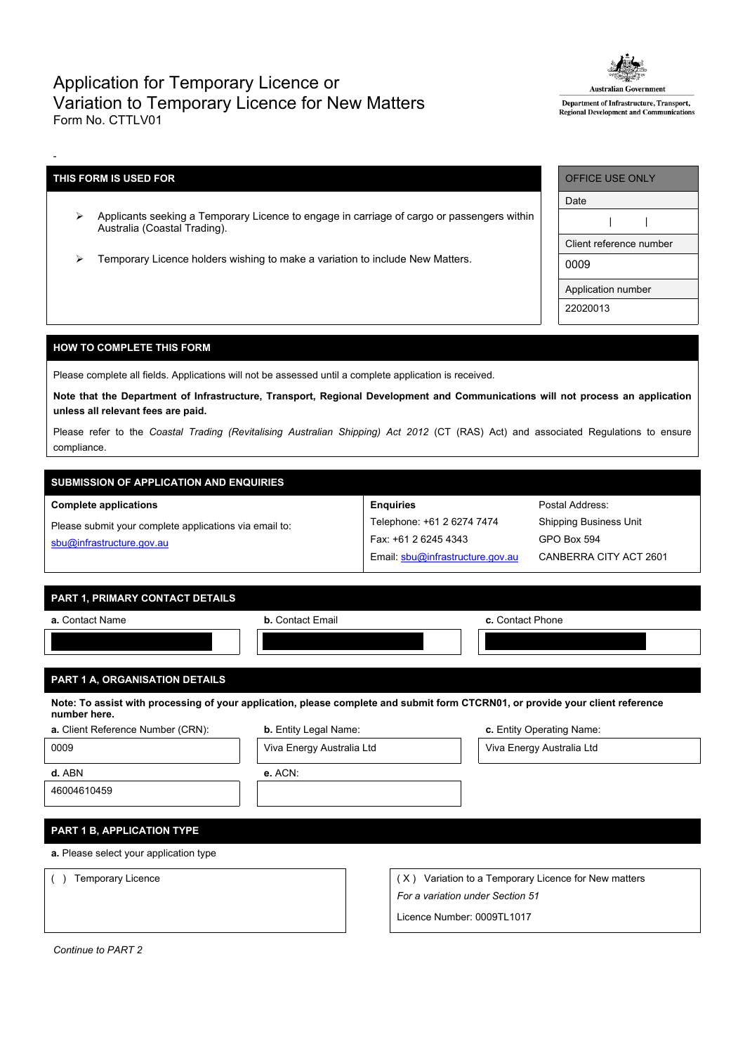# Application for Temporary Licence or Variation to Temporary Licence for New Matters

Form No. CTTLV01

Australian Government
Department of Infrastructure, Transport, Regional Development and Communications

-

| THIS FORM IS USED FOR |
|---|
| - Applicants seeking a Temporary Licence to engage in carriage of cargo or passengers within Australia (Coastal Trading). <br> - Temporary Licence holders wishing to make a variation to include New Matters. |

| OFFICE USE ONLY |
|---|
| Date |
| &#124; &#124; |
| Client reference number |
| 0009 |
| Application number |
| 22020013 |

## HOW TO COMPLETE THIS FORM

Please complete all fields. Applications will not be assessed until a complete application is received.

**Note that the Department of Infrastructure, Transport, Regional Development and Communications will not process an application unless all relevant fees are paid.**

Please refer to the *Coastal Trading (Revitalising Australian Shipping) Act 2012* (CT (RAS) Act) and associated Regulations to ensure compliance.

## SUBMISSION OF APPLICATION AND ENQUIRIES

| Complete applications | Enquiries | Postal Address: |
|---|---|---|
| Please submit your complete applications via email to: sbu@infrastructure.gov.au | Telephone: +61 2 6274 7474<br>Fax: +61 2 6245 4343<br>Email: sbu@infrastructure.gov.au | Shipping Business Unit<br>GPO Box 594<br>CANBERRA CITY ACT 2601 |

## PART 1, PRIMARY CONTACT DETAILS

| **a.** Contact Name | **b.** Contact Email | **c.** Contact Phone |
|---|---|---|
| | | |

## PART 1 A, ORGANISATION DETAILS

**Note: To assist with processing of your application, please complete and submit form CTCRN01, or provide your client reference number here.**

| **a.** Client Reference Number (CRN): | **b.** Entity Legal Name: | **c.** Entity Operating Name: |
|---|---|---|
| 0009 | Viva Energy Australia Ltd | Viva Energy Australia Ltd |
| **d.** ABN | **e.** ACN: | |
| 46004610459 | | |

## PART 1 B, APPLICATION TYPE

**a.** Please select your application type

| ( ) Temporary Licence | ( X ) Variation to a Temporary Licence for New matters<br>*For a variation under Section 51*<br>Licence Number: 0009TL1017 |
|---|---|

*Continue to PART 2*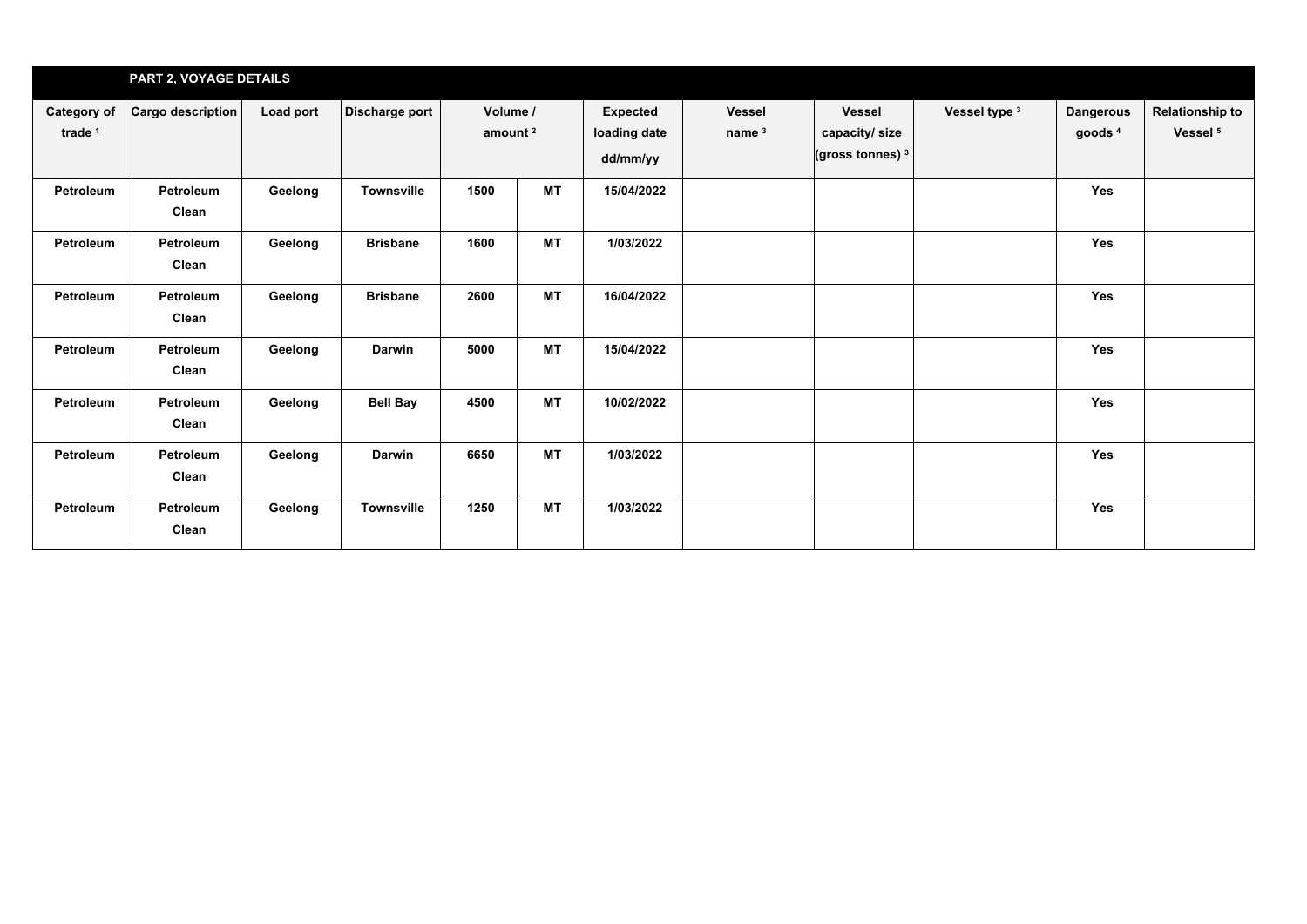| PART 2, VOYAGE DETAILS | | | | | | | | | | | |
|---|---|---|---|---|---|---|---|---|---|---|---|
| Category of trade [1] | Cargo description | Load port | Discharge port | Volume / amount [2] | | Expected loading date dd/mm/yy | Vessel name [3] | Vessel capacity/ size (gross tonnes) [3] | Vessel type [3] | Dangerous goods [4] | Relationship to Vessel [5] |
| Petroleum | Petroleum Clean | Geelong | Townsville | 1500 | MT | 15/04/2022 | | | | Yes | |
| Petroleum | Petroleum Clean | Geelong | Brisbane | 1600 | MT | 1/03/2022 | | | | Yes | |
| Petroleum | Petroleum Clean | Geelong | Brisbane | 2600 | MT | 16/04/2022 | | | | Yes | |
| Petroleum | Petroleum Clean | Geelong | Darwin | 5000 | MT | 15/04/2022 | | | | Yes | |
| Petroleum | Petroleum Clean | Geelong | Bell Bay | 4500 | MT | 10/02/2022 | | | | Yes | |
| Petroleum | Petroleum Clean | Geelong | Darwin | 6650 | MT | 1/03/2022 | | | | Yes | |
| Petroleum | Petroleum Clean | Geelong | Townsville | 1250 | MT | 1/03/2022 | | | | Yes | |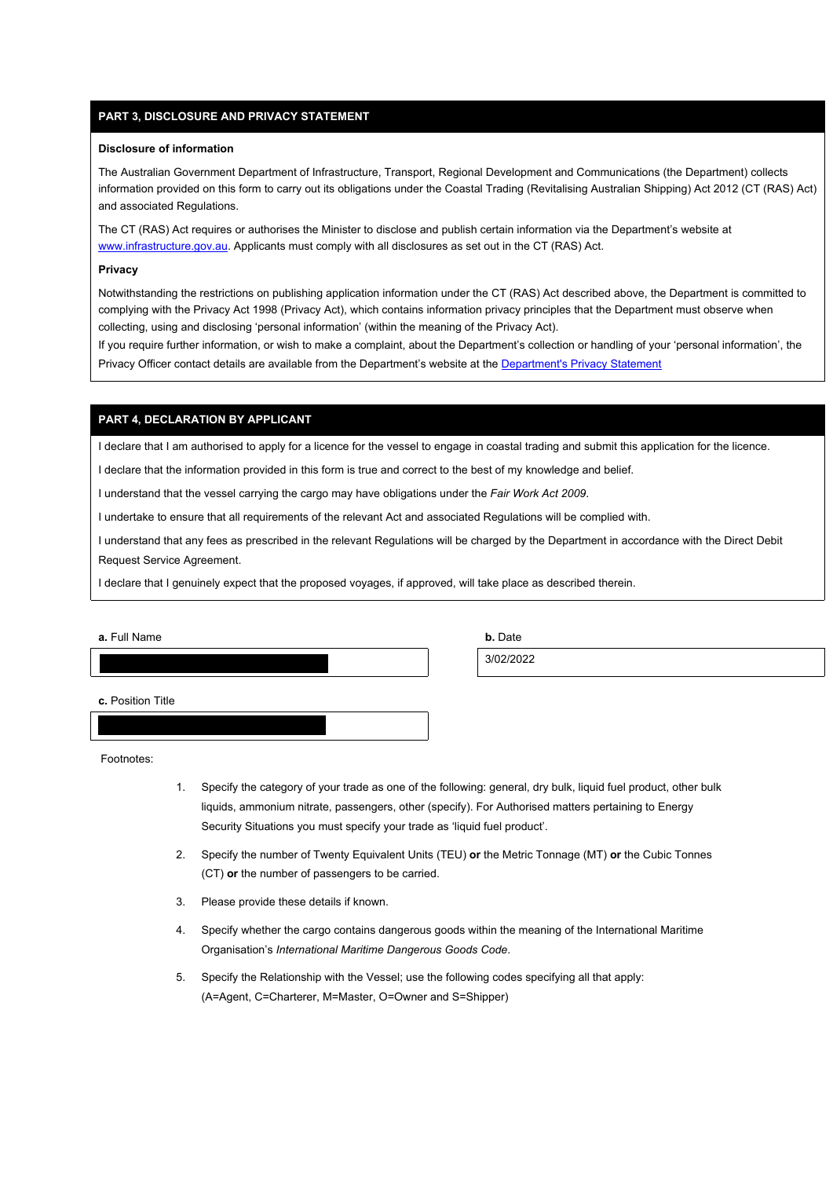## PART 3, DISCLOSURE AND PRIVACY STATEMENT

**Disclosure of information**

The Australian Government Department of Infrastructure, Transport, Regional Development and Communications (the Department) collects information provided on this form to carry out its obligations under the Coastal Trading (Revitalising Australian Shipping) Act 2012 (CT (RAS) Act) and associated Regulations.

The CT (RAS) Act requires or authorises the Minister to disclose and publish certain information via the Department's website at www.infrastructure.gov.au. Applicants must comply with all disclosures as set out in the CT (RAS) Act.

**Privacy**

Notwithstanding the restrictions on publishing application information under the CT (RAS) Act described above, the Department is committed to complying with the Privacy Act 1998 (Privacy Act), which contains information privacy principles that the Department must observe when collecting, using and disclosing 'personal information' (within the meaning of the Privacy Act).

If you require further information, or wish to make a complaint, about the Department's collection or handling of your 'personal information', the Privacy Officer contact details are available from the Department's website at the Department's Privacy Statement

## PART 4, DECLARATION BY APPLICANT

I declare that I am authorised to apply for a licence for the vessel to engage in coastal trading and submit this application for the licence.

I declare that the information provided in this form is true and correct to the best of my knowledge and belief.

I understand that the vessel carrying the cargo may have obligations under the *Fair Work Act 2009*.

I undertake to ensure that all requirements of the relevant Act and associated Regulations will be complied with.

I understand that any fees as prescribed in the relevant Regulations will be charged by the Department in accordance with the Direct Debit Request Service Agreement.

I declare that I genuinely expect that the proposed voyages, if approved, will take place as described therein.

**a.** Full Name

[REDACTED]

**b.** Date

3/02/2022

**c.** Position Title

[REDACTED]

Footnotes:

1. Specify the category of your trade as one of the following: general, dry bulk, liquid fuel product, other bulk liquids, ammonium nitrate, passengers, other (specify). For Authorised matters pertaining to Energy Security Situations you must specify your trade as 'liquid fuel product'.
2. Specify the number of Twenty Equivalent Units (TEU) **or** the Metric Tonnage (MT) **or** the Cubic Tonnes (CT) **or** the number of passengers to be carried.
3. Please provide these details if known.
4. Specify whether the cargo contains dangerous goods within the meaning of the International Maritime Organisation's *International Maritime Dangerous Goods Code*.
5. Specify the Relationship with the Vessel; use the following codes specifying all that apply: (A=Agent, C=Charterer, M=Master, O=Owner and S=Shipper)